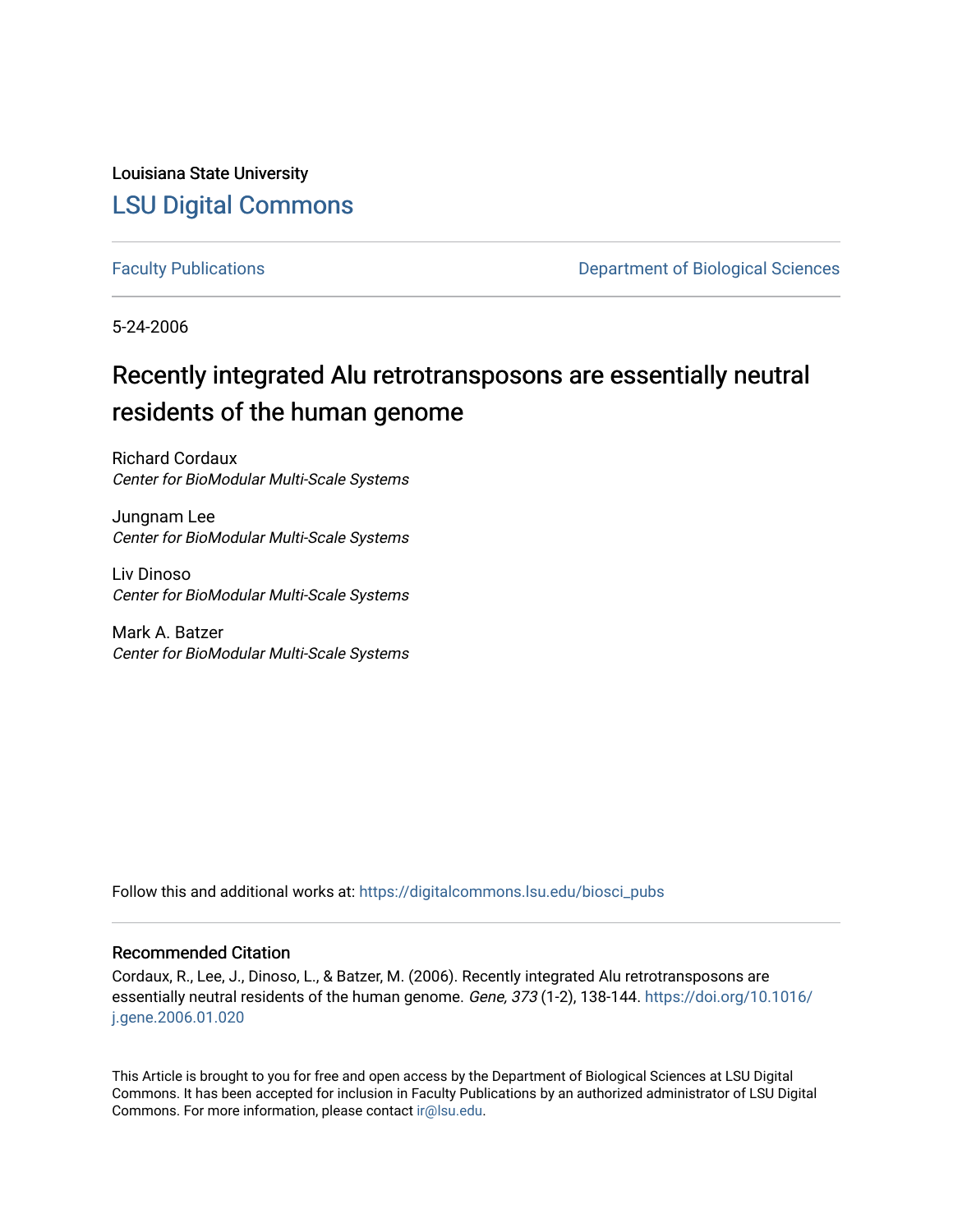Louisiana State University

## LSU Digital Commons

Faculty Publications — Department of Biological Sciences

5-24-2006

# Recently integrated Alu retrotransposons are essentially neutral residents of the human genome

Richard Cordaux
*Center for BioModular Multi-Scale Systems*

Jungnam Lee
*Center for BioModular Multi-Scale Systems*

Liv Dinoso
*Center for BioModular Multi-Scale Systems*

Mark A. Batzer
*Center for BioModular Multi-Scale Systems*

Follow this and additional works at: https://digitalcommons.lsu.edu/biosci_pubs

### Recommended Citation

Cordaux, R., Lee, J., Dinoso, L., & Batzer, M. (2006). Recently integrated Alu retrotransposons are essentially neutral residents of the human genome. *Gene, 373* (1-2), 138-144. https://doi.org/10.1016/j.gene.2006.01.020

This Article is brought to you for free and open access by the Department of Biological Sciences at LSU Digital Commons. It has been accepted for inclusion in Faculty Publications by an authorized administrator of LSU Digital Commons. For more information, please contact ir@lsu.edu.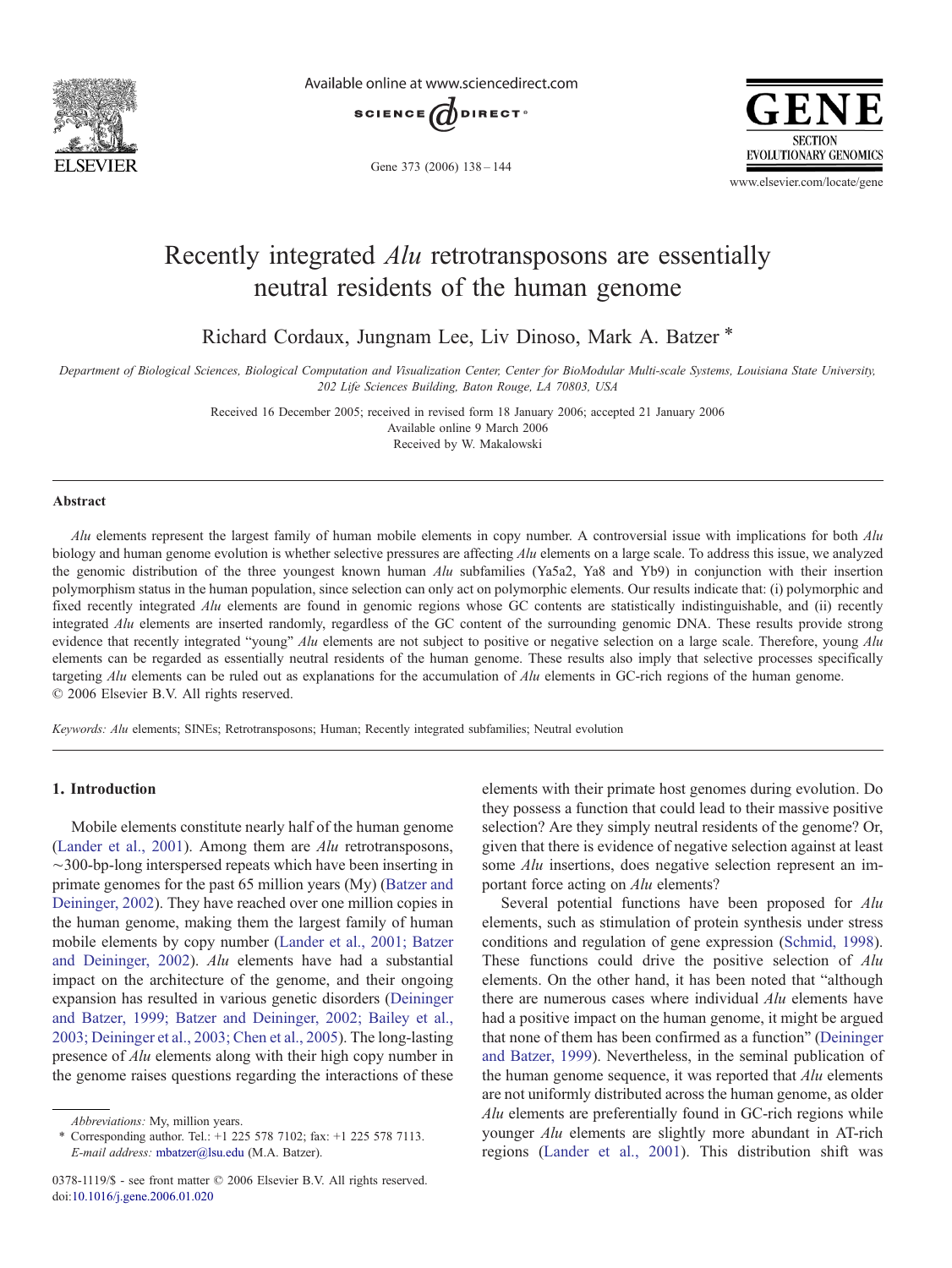# Recently integrated *Alu* retrotransposons are essentially neutral residents of the human genome

Richard Cordaux, Jungnam Lee, Liv Dinoso, Mark A. Batzer *

*Department of Biological Sciences, Biological Computation and Visualization Center, Center for BioModular Multi-scale Systems, Louisiana State University, 202 Life Sciences Building, Baton Rouge, LA 70803, USA*

Received 16 December 2005; received in revised form 18 January 2006; accepted 21 January 2006
Available online 9 March 2006
Received by W. Makalowski

## Abstract

*Alu* elements represent the largest family of human mobile elements in copy number. A controversial issue with implications for both *Alu* biology and human genome evolution is whether selective pressures are affecting *Alu* elements on a large scale. To address this issue, we analyzed the genomic distribution of the three youngest known human *Alu* subfamilies (Ya5a2, Ya8 and Yb9) in conjunction with their insertion polymorphism status in the human population, since selection can only act on polymorphic elements. Our results indicate that: (i) polymorphic and fixed recently integrated *Alu* elements are found in genomic regions whose GC contents are statistically indistinguishable, and (ii) recently integrated *Alu* elements are inserted randomly, regardless of the GC content of the surrounding genomic DNA. These results provide strong evidence that recently integrated "young" *Alu* elements are not subject to positive or negative selection on a large scale. Therefore, young *Alu* elements can be regarded as essentially neutral residents of the human genome. These results also imply that selective processes specifically targeting *Alu* elements can be ruled out as explanations for the accumulation of *Alu* elements in GC-rich regions of the human genome.
© 2006 Elsevier B.V. All rights reserved.

*Keywords:* *Alu* elements; SINEs; Retrotransposons; Human; Recently integrated subfamilies; Neutral evolution

## 1. Introduction

Mobile elements constitute nearly half of the human genome (Lander et al., 2001). Among them are *Alu* retrotransposons, ~300-bp-long interspersed repeats which have been inserting in primate genomes for the past 65 million years (My) (Batzer and Deininger, 2002). They have reached over one million copies in the human genome, making them the largest family of human mobile elements by copy number (Lander et al., 2001; Batzer and Deininger, 2002). *Alu* elements have had a substantial impact on the architecture of the genome, and their ongoing expansion has resulted in various genetic disorders (Deininger and Batzer, 1999; Batzer and Deininger, 2002; Bailey et al., 2003; Deininger et al., 2003; Chen et al., 2005). The long-lasting presence of *Alu* elements along with their high copy number in the genome raises questions regarding the interactions of these elements with their primate host genomes during evolution. Do they possess a function that could lead to their massive positive selection? Are they simply neutral residents of the genome? Or, given that there is evidence of negative selection against at least some *Alu* insertions, does negative selection represent an important force acting on *Alu* elements?

Several potential functions have been proposed for *Alu* elements, such as stimulation of protein synthesis under stress conditions and regulation of gene expression (Schmid, 1998). These functions could drive the positive selection of *Alu* elements. On the other hand, it has been noted that "although there are numerous cases where individual *Alu* elements have had a positive impact on the human genome, it might be argued that none of them has been confirmed as a function" (Deininger and Batzer, 1999). Nevertheless, in the seminal publication of the human genome sequence, it was reported that *Alu* elements are not uniformly distributed across the human genome, as older *Alu* elements are preferentially found in GC-rich regions while younger *Alu* elements are slightly more abundant in AT-rich regions (Lander et al., 2001). This distribution shift was

*Abbreviations:* My, million years.

\* Corresponding author. Tel.: +1 225 578 7102; fax: +1 225 578 7113. *E-mail address:* mbatzer@lsu.edu (M.A. Batzer).

0378-1119/$ - see front matter © 2006 Elsevier B.V. All rights reserved.
doi:10.1016/j.gene.2006.01.020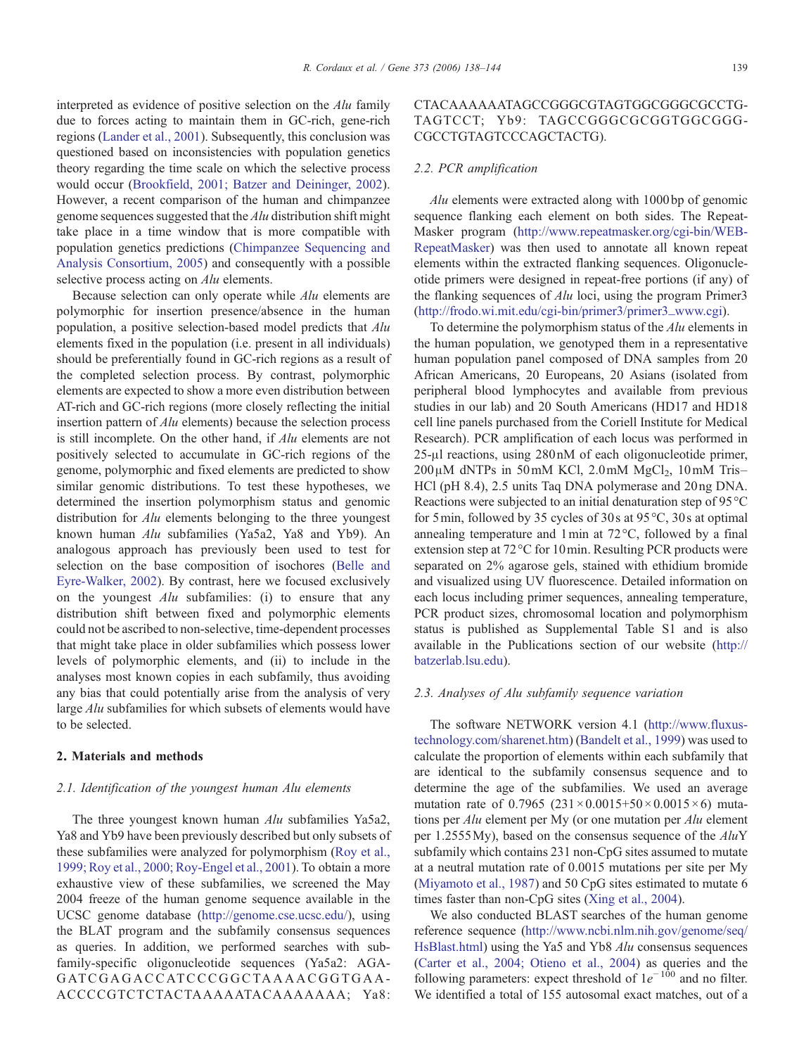interpreted as evidence of positive selection on the *Alu* family due to forces acting to maintain them in GC-rich, gene-rich regions (Lander et al., 2001). Subsequently, this conclusion was questioned based on inconsistencies with population genetics theory regarding the time scale on which the selective process would occur (Brookfield, 2001; Batzer and Deininger, 2002). However, a recent comparison of the human and chimpanzee genome sequences suggested that the *Alu* distribution shift might take place in a time window that is more compatible with population genetics predictions (Chimpanzee Sequencing and Analysis Consortium, 2005) and consequently with a possible selective process acting on *Alu* elements.

Because selection can only operate while *Alu* elements are polymorphic for insertion presence/absence in the human population, a positive selection-based model predicts that *Alu* elements fixed in the population (i.e. present in all individuals) should be preferentially found in GC-rich regions as a result of the completed selection process. By contrast, polymorphic elements are expected to show a more even distribution between AT-rich and GC-rich regions (more closely reflecting the initial insertion pattern of *Alu* elements) because the selection process is still incomplete. On the other hand, if *Alu* elements are not positively selected to accumulate in GC-rich regions of the genome, polymorphic and fixed elements are predicted to show similar genomic distributions. To test these hypotheses, we determined the insertion polymorphism status and genomic distribution for *Alu* elements belonging to the three youngest known human *Alu* subfamilies (Ya5a2, Ya8 and Yb9). An analogous approach has previously been used to test for selection on the base composition of isochores (Belle and Eyre-Walker, 2002). By contrast, here we focused exclusively on the youngest *Alu* subfamilies: (i) to ensure that any distribution shift between fixed and polymorphic elements could not be ascribed to non-selective, time-dependent processes that might take place in older subfamilies which possess lower levels of polymorphic elements, and (ii) to include in the analyses most known copies in each subfamily, thus avoiding any bias that could potentially arise from the analysis of very large *Alu* subfamilies for which subsets of elements would have to be selected.

## 2. Materials and methods

### 2.1. Identification of the youngest human Alu elements

The three youngest known human *Alu* subfamilies Ya5a2, Ya8 and Yb9 have been previously described but only subsets of these subfamilies were analyzed for polymorphism (Roy et al., 1999; Roy et al., 2000; Roy-Engel et al., 2001). To obtain a more exhaustive view of these subfamilies, we screened the May 2004 freeze of the human genome sequence available in the UCSC genome database (http://genome.cse.ucsc.edu/), using the BLAT program and the subfamily consensus sequences as queries. In addition, we performed searches with subfamily-specific oligonucleotide sequences (Ya5a2: AGAGATCGAGACCATCCCGGCTAAAACGGTGAAACCCCGTCTCTACTAAAAATACAAAAAA; Ya8: CTACAAAAAATAGCCGGGCGTAGTGGCGGGCGCCTGTAGTCCT; Yb9: TAGCCGGGCGCGGTGGCGGGCGCCTGTAGTCCCAGCTACTG).

### 2.2. PCR amplification

*Alu* elements were extracted along with 1000 bp of genomic sequence flanking each element on both sides. The RepeatMasker program (http://www.repeatmasker.org/cgi-bin/WEB-RepeatMasker) was then used to annotate all known repeat elements within the extracted flanking sequences. Oligonucleotide primers were designed in repeat-free portions (if any) of the flanking sequences of *Alu* loci, using the program Primer3 (http://frodo.wi.mit.edu/cgi-bin/primer3/primer3_www.cgi).

To determine the polymorphism status of the *Alu* elements in the human population, we genotyped them in a representative human population panel composed of DNA samples from 20 African Americans, 20 Europeans, 20 Asians (isolated from peripheral blood lymphocytes and available from previous studies in our lab) and 20 South Americans (HD17 and HD18 cell line panels purchased from the Coriell Institute for Medical Research). PCR amplification of each locus was performed in 25-μl reactions, using 280 nM of each oligonucleotide primer, 200 μM dNTPs in 50 mM KCl, 2.0 mM $MgCl_2$, 10 mM Tris–HCl (pH 8.4), 2.5 units Taq DNA polymerase and 20 ng DNA. Reactions were subjected to an initial denaturation step of 95 °C for 5 min, followed by 35 cycles of 30 s at 95 °C, 30 s at optimal annealing temperature and 1 min at 72 °C, followed by a final extension step at 72 °C for 10 min. Resulting PCR products were separated on 2% agarose gels, stained with ethidium bromide and visualized using UV fluorescence. Detailed information on each locus including primer sequences, annealing temperature, PCR product sizes, chromosomal location and polymorphism status is published as Supplemental Table S1 and is also available in the Publications section of our website (http://batzerlab.lsu.edu).

### 2.3. Analyses of Alu subfamily sequence variation

The software NETWORK version 4.1 (http://www.fluxus-technology.com/sharenet.htm) (Bandelt et al., 1999) was used to calculate the proportion of elements within each subfamily that are identical to the subfamily consensus sequence and to determine the age of the subfamilies. We used an average mutation rate of 0.7965 ($231 \times 0.0015 + 50 \times 0.0015 \times 6$) mutations per *Alu* element per My (or one mutation per *Alu* element per 1.2555 My), based on the consensus sequence of the *Alu*Y subfamily which contains 231 non-CpG sites assumed to mutate at a neutral mutation rate of 0.0015 mutations per site per My (Miyamoto et al., 1987) and 50 CpG sites estimated to mutate 6 times faster than non-CpG sites (Xing et al., 2004).

We also conducted BLAST searches of the human genome reference sequence (http://www.ncbi.nlm.nih.gov/genome/seq/HsBlast.html) using the Ya5 and Yb8 *Alu* consensus sequences (Carter et al., 2004; Otieno et al., 2004) as queries and the following parameters: expect threshold of $1e^{-100}$ and no filter. We identified a total of 155 autosomal exact matches, out of a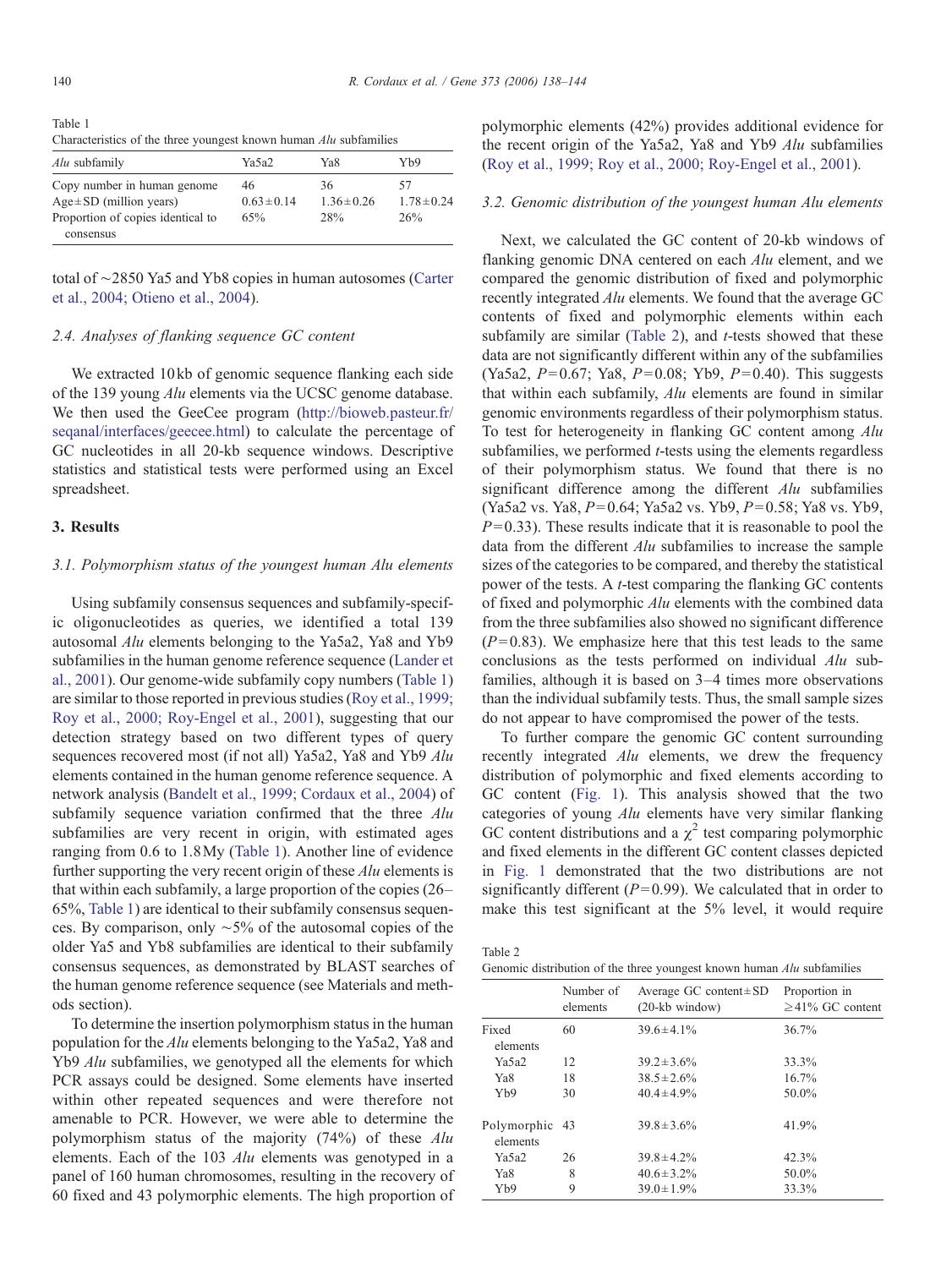Table 1
Characteristics of the three youngest known human *Alu* subfamilies

| *Alu* subfamily | Ya5a2 | Ya8 | Yb9 |
| --- | --- | --- | --- |
| Copy number in human genome | 46 | 36 | 57 |
| Age±SD (million years) | 0.63±0.14 | 1.36±0.26 | 1.78±0.24 |
| Proportion of copies identical to consensus | 65% | 28% | 26% |

total of ~2850 Ya5 and Yb8 copies in human autosomes (Carter et al., 2004; Otieno et al., 2004).

### 2.4. Analyses of flanking sequence GC content

We extracted 10 kb of genomic sequence flanking each side of the 139 young *Alu* elements via the UCSC genome database. We then used the GeeCee program (http://bioweb.pasteur.fr/seqanal/interfaces/geecee.html) to calculate the percentage of GC nucleotides in all 20-kb sequence windows. Descriptive statistics and statistical tests were performed using an Excel spreadsheet.

## 3. Results

### 3.1. Polymorphism status of the youngest human Alu elements

Using subfamily consensus sequences and subfamily-specific oligonucleotides as queries, we identified a total 139 autosomal *Alu* elements belonging to the Ya5a2, Ya8 and Yb9 subfamilies in the human genome reference sequence (Lander et al., 2001). Our genome-wide subfamily copy numbers (Table 1) are similar to those reported in previous studies (Roy et al., 1999; Roy et al., 2000; Roy-Engel et al., 2001), suggesting that our detection strategy based on two different types of query sequences recovered most (if not all) Ya5a2, Ya8 and Yb9 *Alu* elements contained in the human genome reference sequence. A network analysis (Bandelt et al., 1999; Cordaux et al., 2004) of subfamily sequence variation confirmed that the three *Alu* subfamilies are very recent in origin, with estimated ages ranging from 0.6 to 1.8 My (Table 1). Another line of evidence further supporting the very recent origin of these *Alu* elements is that within each subfamily, a large proportion of the copies (26–65%, Table 1) are identical to their subfamily consensus sequences. By comparison, only ~5% of the autosomal copies of the older Ya5 and Yb8 subfamilies are identical to their subfamily consensus sequences, as demonstrated by BLAST searches of the human genome reference sequence (see Materials and methods section).

To determine the insertion polymorphism status in the human population for the *Alu* elements belonging to the Ya5a2, Ya8 and Yb9 *Alu* subfamilies, we genotyped all the elements for which PCR assays could be designed. Some elements have inserted within other repeated sequences and were therefore not amenable to PCR. However, we were able to determine the polymorphism status of the majority (74%) of these *Alu* elements. Each of the 103 *Alu* elements was genotyped in a panel of 160 human chromosomes, resulting in the recovery of 60 fixed and 43 polymorphic elements. The high proportion of polymorphic elements (42%) provides additional evidence for the recent origin of the Ya5a2, Ya8 and Yb9 *Alu* subfamilies (Roy et al., 1999; Roy et al., 2000; Roy-Engel et al., 2001).

### 3.2. Genomic distribution of the youngest human Alu elements

Next, we calculated the GC content of 20-kb windows of flanking genomic DNA centered on each *Alu* element, and we compared the genomic distribution of fixed and polymorphic recently integrated *Alu* elements. We found that the average GC contents of fixed and polymorphic elements within each subfamily are similar (Table 2), and *t*-tests showed that these data are not significantly different within any of the subfamilies (Ya5a2, $P=0.67$; Ya8, $P=0.08$; Yb9, $P=0.40$). This suggests that within each subfamily, *Alu* elements are found in similar genomic environments regardless of their polymorphism status. To test for heterogeneity in flanking GC content among *Alu* subfamilies, we performed *t*-tests using the elements regardless of their polymorphism status. We found that there is no significant difference among the different *Alu* subfamilies (Ya5a2 vs. Ya8, $P=0.64$; Ya5a2 vs. Yb9, $P=0.58$; Ya8 vs. Yb9, $P=0.33$). These results indicate that it is reasonable to pool the data from the different *Alu* subfamilies to increase the sample sizes of the categories to be compared, and thereby the statistical power of the tests. A *t*-test comparing the flanking GC contents of fixed and polymorphic *Alu* elements with the combined data from the three subfamilies also showed no significant difference ($P=0.83$). We emphasize here that this test leads to the same conclusions as the tests performed on individual *Alu* subfamilies, although it is based on 3–4 times more observations than the individual subfamily tests. Thus, the small sample sizes do not appear to have compromised the power of the tests.

To further compare the genomic GC content surrounding recently integrated *Alu* elements, we drew the frequency distribution of polymorphic and fixed elements according to GC content (Fig. 1). This analysis showed that the two categories of young *Alu* elements have very similar flanking GC content distributions and a $\chi^2$ test comparing polymorphic and fixed elements in the different GC content classes depicted in Fig. 1 demonstrated that the two distributions are not significantly different ($P=0.99$). We calculated that in order to make this test significant at the 5% level, it would require

Table 2
Genomic distribution of the three youngest known human *Alu* subfamilies

| | Number of elements | Average GC content±SD (20-kb window) | Proportion in ≥41% GC content |
| --- | --- | --- | --- |
| Fixed elements | 60 | 39.6±4.1% | 36.7% |
| Ya5a2 | 12 | 39.2±3.6% | 33.3% |
| Ya8 | 18 | 38.5±2.6% | 16.7% |
| Yb9 | 30 | 40.4±4.9% | 50.0% |
| Polymorphic elements | 43 | 39.8±3.6% | 41.9% |
| Ya5a2 | 26 | 39.8±4.2% | 42.3% |
| Ya8 | 8 | 40.6±3.2% | 50.0% |
| Yb9 | 9 | 39.0±1.9% | 33.3% |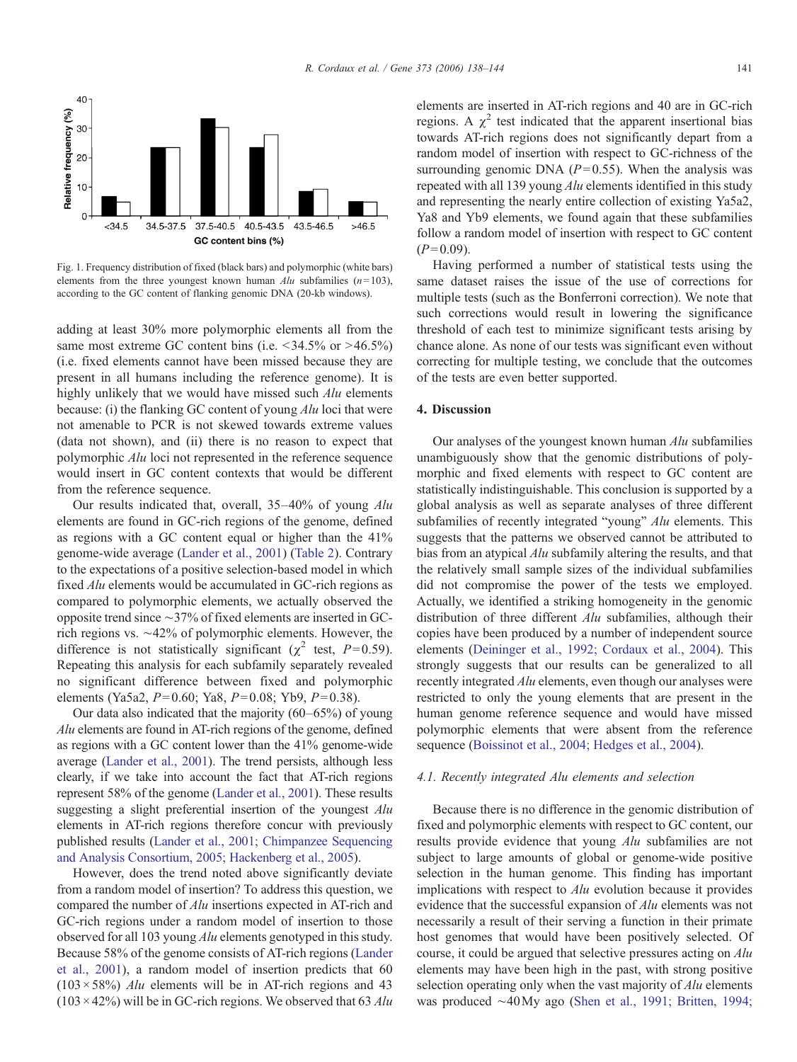Fig. 1. Frequency distribution of fixed (black bars) and polymorphic (white bars) elements from the three youngest known human *Alu* subfamilies ($n=103$), according to the GC content of flanking genomic DNA (20-kb windows).

adding at least 30% more polymorphic elements all from the same most extreme GC content bins (i.e. <34.5% or >46.5%) (i.e. fixed elements cannot have been missed because they are present in all humans including the reference genome). It is highly unlikely that we would have missed such *Alu* elements because: (i) the flanking GC content of young *Alu* loci that were not amenable to PCR is not skewed towards extreme values (data not shown), and (ii) there is no reason to expect that polymorphic *Alu* loci not represented in the reference sequence would insert in GC content contexts that would be different from the reference sequence.

Our results indicated that, overall, 35–40% of young *Alu* elements are found in GC-rich regions of the genome, defined as regions with a GC content equal or higher than the 41% genome-wide average (Lander et al., 2001) (Table 2). Contrary to the expectations of a positive selection-based model in which fixed *Alu* elements would be accumulated in GC-rich regions as compared to polymorphic elements, we actually observed the opposite trend since ~37% of fixed elements are inserted in GC-rich regions vs. ~42% of polymorphic elements. However, the difference is not statistically significant ($\chi^2$ test, $P=0.59$). Repeating this analysis for each subfamily separately revealed no significant difference between fixed and polymorphic elements (Ya5a2, $P=0.60$; Ya8, $P=0.08$; Yb9, $P=0.38$).

Our data also indicated that the majority (60–65%) of young *Alu* elements are found in AT-rich regions of the genome, defined as regions with a GC content lower than the 41% genome-wide average (Lander et al., 2001). The trend persists, although less clearly, if we take into account the fact that AT-rich regions represent 58% of the genome (Lander et al., 2001). These results suggesting a slight preferential insertion of the youngest *Alu* elements in AT-rich regions therefore concur with previously published results (Lander et al., 2001; Chimpanzee Sequencing and Analysis Consortium, 2005; Hackenberg et al., 2005).

However, does the trend noted above significantly deviate from a random model of insertion? To address this question, we compared the number of *Alu* insertions expected in AT-rich and GC-rich regions under a random model of insertion to those observed for all 103 young *Alu* elements genotyped in this study. Because 58% of the genome consists of AT-rich regions (Lander et al., 2001), a random model of insertion predicts that 60 ($103\times58\%$) *Alu* elements will be in AT-rich regions and 43 ($103\times42\%$) will be in GC-rich regions. We observed that 63 *Alu* elements are inserted in AT-rich regions and 40 are in GC-rich regions. A $\chi^2$ test indicated that the apparent insertional bias towards AT-rich regions does not significantly depart from a random model of insertion with respect to GC-richness of the surrounding genomic DNA ($P=0.55$). When the analysis was repeated with all 139 young *Alu* elements identified in this study and representing the nearly entire collection of existing Ya5a2, Ya8 and Yb9 elements, we found again that these subfamilies follow a random model of insertion with respect to GC content ($P=0.09$).

Having performed a number of statistical tests using the same dataset raises the issue of the use of corrections for multiple tests (such as the Bonferroni correction). We note that such corrections would result in lowering the significance threshold of each test to minimize significant tests arising by chance alone. As none of our tests was significant even without correcting for multiple testing, we conclude that the outcomes of the tests are even better supported.

## 4. Discussion

Our analyses of the youngest known human *Alu* subfamilies unambiguously show that the genomic distributions of polymorphic and fixed elements with respect to GC content are statistically indistinguishable. This conclusion is supported by a global analysis as well as separate analyses of three different subfamilies of recently integrated "young" *Alu* elements. This suggests that the patterns we observed cannot be attributed to bias from an atypical *Alu* subfamily altering the results, and that the relatively small sample sizes of the individual subfamilies did not compromise the power of the tests we employed. Actually, we identified a striking homogeneity in the genomic distribution of three different *Alu* subfamilies, although their copies have been produced by a number of independent source elements (Deininger et al., 1992; Cordaux et al., 2004). This strongly suggests that our results can be generalized to all recently integrated *Alu* elements, even though our analyses were restricted to only the young elements that are present in the human genome reference sequence and would have missed polymorphic elements that were absent from the reference sequence (Boissinot et al., 2004; Hedges et al., 2004).

### 4.1. Recently integrated Alu elements and selection

Because there is no difference in the genomic distribution of fixed and polymorphic elements with respect to GC content, our results provide evidence that young *Alu* subfamilies are not subject to large amounts of global or genome-wide positive selection in the human genome. This finding has important implications with respect to *Alu* evolution because it provides evidence that the successful expansion of *Alu* elements was not necessarily a result of their serving a function in their primate host genomes that would have been positively selected. Of course, it could be argued that selective pressures acting on *Alu* elements may have been high in the past, with strong positive selection operating only when the vast majority of *Alu* elements was produced ~40 My ago (Shen et al., 1991; Britten, 1994;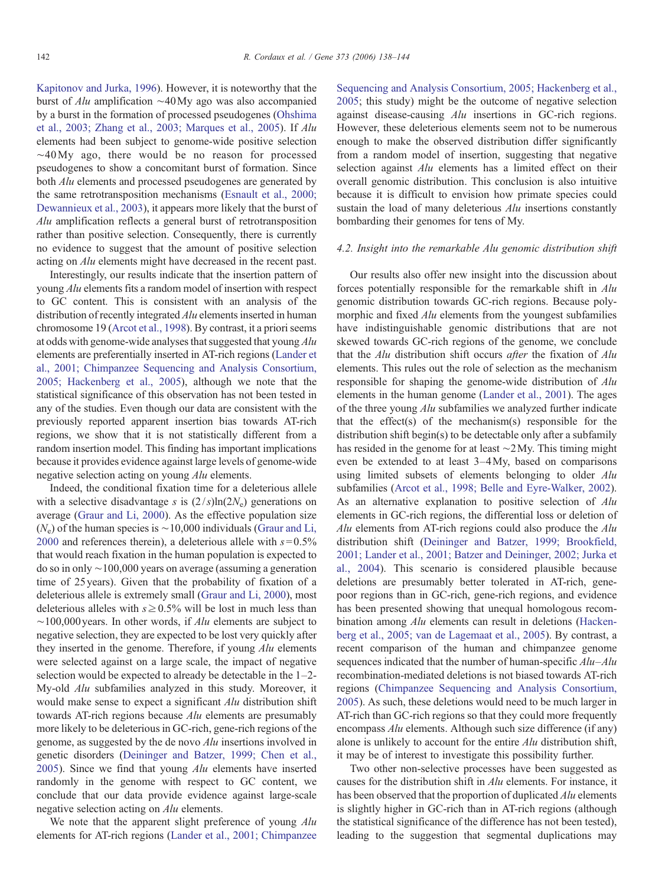Kapitonov and Jurka, 1996). However, it is noteworthy that the burst of *Alu* amplification ~40 My ago was also accompanied by a burst in the formation of processed pseudogenes (Ohshima et al., 2003; Zhang et al., 2003; Marques et al., 2005). If *Alu* elements had been subject to genome-wide positive selection ~40 My ago, there would be no reason for processed pseudogenes to show a concomitant burst of formation. Since both *Alu* elements and processed pseudogenes are generated by the same retrotransposition mechanisms (Esnault et al., 2000; Dewannieux et al., 2003), it appears more likely that the burst of *Alu* amplification reflects a general burst of retrotransposition rather than positive selection. Consequently, there is currently no evidence to suggest that the amount of positive selection acting on *Alu* elements might have decreased in the recent past.

Interestingly, our results indicate that the insertion pattern of young *Alu* elements fits a random model of insertion with respect to GC content. This is consistent with an analysis of the distribution of recently integrated *Alu* elements inserted in human chromosome 19 (Arcot et al., 1998). By contrast, it a priori seems at odds with genome-wide analyses that suggested that young *Alu* elements are preferentially inserted in AT-rich regions (Lander et al., 2001; Chimpanzee Sequencing and Analysis Consortium, 2005; Hackenberg et al., 2005), although we note that the statistical significance of this observation has not been tested in any of the studies. Even though our data are consistent with the previously reported apparent insertion bias towards AT-rich regions, we show that it is not statistically different from a random insertion model. This finding has important implications because it provides evidence against large levels of genome-wide negative selection acting on young *Alu* elements.

Indeed, the conditional fixation time for a deleterious allele with a selective disadvantage $s$ is $(2/s)\ln(2N_e)$ generations on average (Graur and Li, 2000). As the effective population size ($N_e$) of the human species is ~10,000 individuals (Graur and Li, 2000 and references therein), a deleterious allele with $s = 0.5\%$ that would reach fixation in the human population is expected to do so in only ~100,000 years on average (assuming a generation time of 25 years). Given that the probability of fixation of a deleterious allele is extremely small (Graur and Li, 2000), most deleterious alleles with $s \geq 0.5\%$ will be lost in much less than ~100,000 years. In other words, if *Alu* elements are subject to negative selection, they are expected to be lost very quickly after they inserted in the genome. Therefore, if young *Alu* elements were selected against on a large scale, the impact of negative selection would be expected to already be detectable in the 1–2-My-old *Alu* subfamilies analyzed in this study. Moreover, it would make sense to expect a significant *Alu* distribution shift towards AT-rich regions because *Alu* elements are presumably more likely to be deleterious in GC-rich, gene-rich regions of the genome, as suggested by the de novo *Alu* insertions involved in genetic disorders (Deininger and Batzer, 1999; Chen et al., 2005). Since we find that young *Alu* elements have inserted randomly in the genome with respect to GC content, we conclude that our data provide evidence against large-scale negative selection acting on *Alu* elements.

We note that the apparent slight preference of young *Alu* elements for AT-rich regions (Lander et al., 2001; Chimpanzee Sequencing and Analysis Consortium, 2005; Hackenberg et al., 2005; this study) might be the outcome of negative selection against disease-causing *Alu* insertions in GC-rich regions. However, these deleterious elements seem not to be numerous enough to make the observed distribution differ significantly from a random model of insertion, suggesting that negative selection against *Alu* elements has a limited effect on their overall genomic distribution. This conclusion is also intuitive because it is difficult to envision how primate species could sustain the load of many deleterious *Alu* insertions constantly bombarding their genomes for tens of My.

### 4.2. Insight into the remarkable Alu genomic distribution shift

Our results also offer new insight into the discussion about forces potentially responsible for the remarkable shift in *Alu* genomic distribution towards GC-rich regions. Because polymorphic and fixed *Alu* elements from the youngest subfamilies have indistinguishable genomic distributions that are not skewed towards GC-rich regions of the genome, we conclude that the *Alu* distribution shift occurs *after* the fixation of *Alu* elements. This rules out the role of selection as the mechanism responsible for shaping the genome-wide distribution of *Alu* elements in the human genome (Lander et al., 2001). The ages of the three young *Alu* subfamilies we analyzed further indicate that the effect(s) of the mechanism(s) responsible for the distribution shift begin(s) to be detectable only after a subfamily has resided in the genome for at least ~2 My. This timing might even be extended to at least 3–4 My, based on comparisons using limited subsets of elements belonging to older *Alu* subfamilies (Arcot et al., 1998; Belle and Eyre-Walker, 2002). As an alternative explanation to positive selection of *Alu* elements in GC-rich regions, the differential loss or deletion of *Alu* elements from AT-rich regions could also produce the *Alu* distribution shift (Deininger and Batzer, 1999; Brookfield, 2001; Lander et al., 2001; Batzer and Deininger, 2002; Jurka et al., 2004). This scenario is considered plausible because deletions are presumably better tolerated in AT-rich, gene-poor regions than in GC-rich, gene-rich regions, and evidence has been presented showing that unequal homologous recombination among *Alu* elements can result in deletions (Hackenberg et al., 2005; van de Lagemaat et al., 2005). By contrast, a recent comparison of the human and chimpanzee genome sequences indicated that the number of human-specific *Alu*–*Alu* recombination-mediated deletions is not biased towards AT-rich regions (Chimpanzee Sequencing and Analysis Consortium, 2005). As such, these deletions would need to be much larger in AT-rich than GC-rich regions so that they could more frequently encompass *Alu* elements. Although such size difference (if any) alone is unlikely to account for the entire *Alu* distribution shift, it may be of interest to investigate this possibility further.

Two other non-selective processes have been suggested as causes for the distribution shift in *Alu* elements. For instance, it has been observed that the proportion of duplicated *Alu* elements is slightly higher in GC-rich than in AT-rich regions (although the statistical significance of the difference has not been tested), leading to the suggestion that segmental duplications may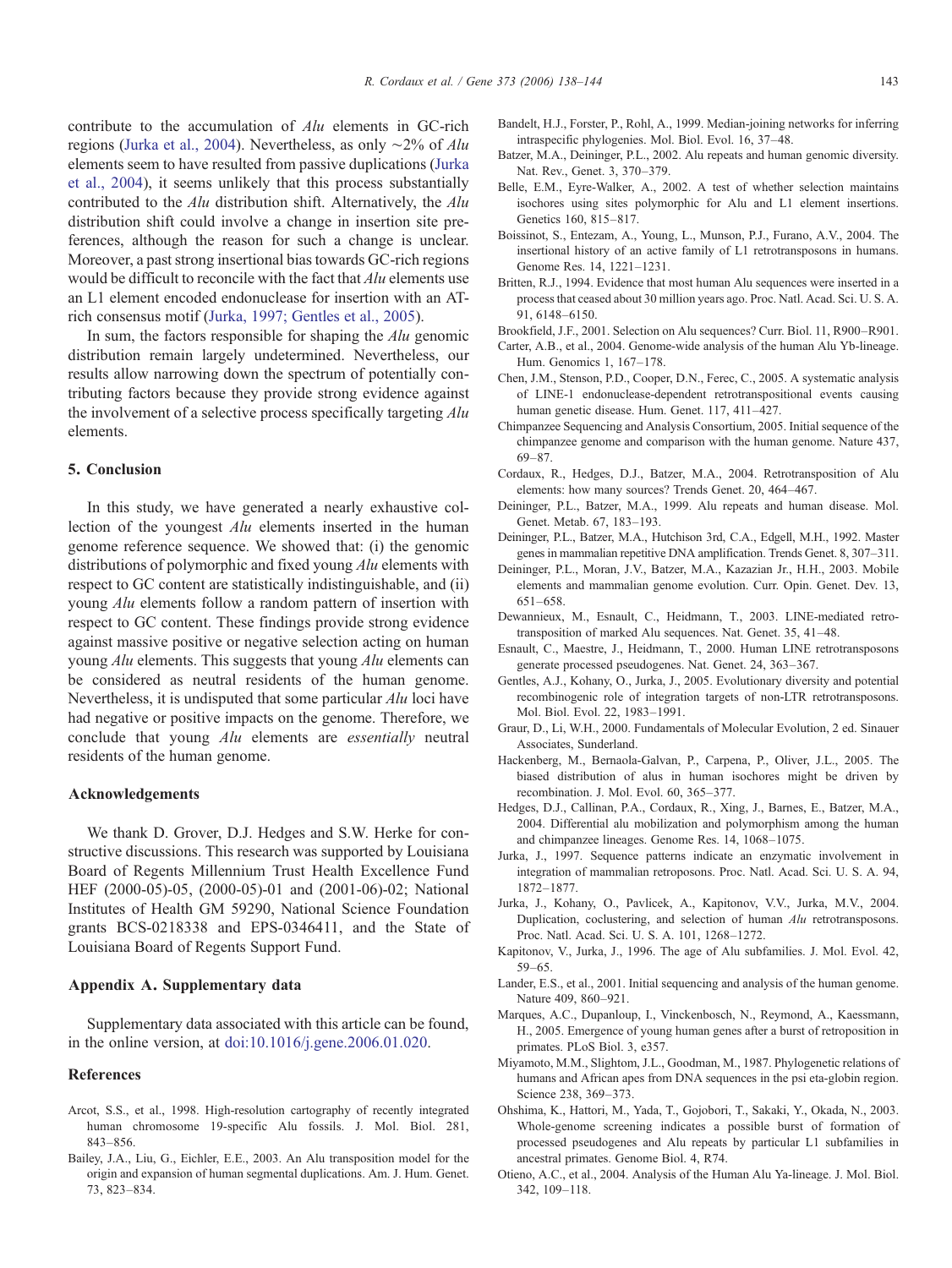contribute to the accumulation of *Alu* elements in GC-rich regions (Jurka et al., 2004). Nevertheless, as only ~2% of *Alu* elements seem to have resulted from passive duplications (Jurka et al., 2004), it seems unlikely that this process substantially contributed to the *Alu* distribution shift. Alternatively, the *Alu* distribution shift could involve a change in insertion site preferences, although the reason for such a change is unclear. Moreover, a past strong insertional bias towards GC-rich regions would be difficult to reconcile with the fact that *Alu* elements use an L1 element encoded endonuclease for insertion with an AT-rich consensus motif (Jurka, 1997; Gentles et al., 2005).

In sum, the factors responsible for shaping the *Alu* genomic distribution remain largely undetermined. Nevertheless, our results allow narrowing down the spectrum of potentially contributing factors because they provide strong evidence against the involvement of a selective process specifically targeting *Alu* elements.

## 5. Conclusion

In this study, we have generated a nearly exhaustive collection of the youngest *Alu* elements inserted in the human genome reference sequence. We showed that: (i) the genomic distributions of polymorphic and fixed young *Alu* elements with respect to GC content are statistically indistinguishable, and (ii) young *Alu* elements follow a random pattern of insertion with respect to GC content. These findings provide strong evidence against massive positive or negative selection acting on human young *Alu* elements. This suggests that young *Alu* elements can be considered as neutral residents of the human genome. Nevertheless, it is undisputed that some particular *Alu* loci have had negative or positive impacts on the genome. Therefore, we conclude that young *Alu* elements are *essentially* neutral residents of the human genome.

### Acknowledgements

We thank D. Grover, D.J. Hedges and S.W. Herke for constructive discussions. This research was supported by Louisiana Board of Regents Millennium Trust Health Excellence Fund HEF (2000-05)-05, (2000-05)-01 and (2001-06)-02; National Institutes of Health GM 59290, National Science Foundation grants BCS-0218338 and EPS-0346411, and the State of Louisiana Board of Regents Support Fund.

### Appendix A. Supplementary data

Supplementary data associated with this article can be found, in the online version, at doi:10.1016/j.gene.2006.01.020.

### References

Arcot, S.S., et al., 1998. High-resolution cartography of recently integrated human chromosome 19-specific Alu fossils. J. Mol. Biol. 281, 843–856.

Bailey, J.A., Liu, G., Eichler, E.E., 2003. An Alu transposition model for the origin and expansion of human segmental duplications. Am. J. Hum. Genet. 73, 823–834.

Bandelt, H.J., Forster, P., Rohl, A., 1999. Median-joining networks for inferring intraspecific phylogenies. Mol. Biol. Evol. 16, 37–48.

Batzer, M.A., Deininger, P.L., 2002. Alu repeats and human genomic diversity. Nat. Rev., Genet. 3, 370–379.

Belle, E.M., Eyre-Walker, A., 2002. A test of whether selection maintains isochores using sites polymorphic for Alu and L1 element insertions. Genetics 160, 815–817.

Boissinot, S., Entezam, A., Young, L., Munson, P.J., Furano, A.V., 2004. The insertional history of an active family of L1 retrotransposons in humans. Genome Res. 14, 1221–1231.

Britten, R.J., 1994. Evidence that most human Alu sequences were inserted in a process that ceased about 30 million years ago. Proc. Natl. Acad. Sci. U. S. A. 91, 6148–6150.

Brookfield, J.F., 2001. Selection on Alu sequences? Curr. Biol. 11, R900–R901.

Carter, A.B., et al., 2004. Genome-wide analysis of the human Alu Yb-lineage. Hum. Genomics 1, 167–178.

Chen, J.M., Stenson, P.D., Cooper, D.N., Ferec, C., 2005. A systematic analysis of LINE-1 endonuclease-dependent retrotranspositional events causing human genetic disease. Hum. Genet. 117, 411–427.

Chimpanzee Sequencing and Analysis Consortium, 2005. Initial sequence of the chimpanzee genome and comparison with the human genome. Nature 437, 69–87.

Cordaux, R., Hedges, D.J., Batzer, M.A., 2004. Retrotransposition of Alu elements: how many sources? Trends Genet. 20, 464–467.

Deininger, P.L., Batzer, M.A., 1999. Alu repeats and human disease. Mol. Genet. Metab. 67, 183–193.

Deininger, P.L., Batzer, M.A., Hutchison 3rd, C.A., Edgell, M.H., 1992. Master genes in mammalian repetitive DNA amplification. Trends Genet. 8, 307–311.

Deininger, P.L., Moran, J.V., Batzer, M.A., Kazazian Jr., H.H., 2003. Mobile elements and mammalian genome evolution. Curr. Opin. Genet. Dev. 13, 651–658.

Dewannieux, M., Esnault, C., Heidmann, T., 2003. LINE-mediated retrotransposition of marked Alu sequences. Nat. Genet. 35, 41–48.

Esnault, C., Maestre, J., Heidmann, T., 2000. Human LINE retrotransposons generate processed pseudogenes. Nat. Genet. 24, 363–367.

Gentles, A.J., Kohany, O., Jurka, J., 2005. Evolutionary diversity and potential recombinogenic role of integration targets of non-LTR retrotransposons. Mol. Biol. Evol. 22, 1983–1991.

Graur, D., Li, W.H., 2000. Fundamentals of Molecular Evolution, 2 ed. Sinauer Associates, Sunderland.

Hackenberg, M., Bernaola-Galvan, P., Carpena, P., Oliver, J.L., 2005. The biased distribution of alus in human isochores might be driven by recombination. J. Mol. Evol. 60, 365–377.

Hedges, D.J., Callinan, P.A., Cordaux, R., Xing, J., Barnes, E., Batzer, M.A., 2004. Differential alu mobilization and polymorphism among the human and chimpanzee lineages. Genome Res. 14, 1068–1075.

Jurka, J., 1997. Sequence patterns indicate an enzymatic involvement in integration of mammalian retroposons. Proc. Natl. Acad. Sci. U. S. A. 94, 1872–1877.

Jurka, J., Kohany, O., Pavlicek, A., Kapitonov, V.V., Jurka, M.V., 2004. Duplication, coclustering, and selection of human *Alu* retrotransposons. Proc. Natl. Acad. Sci. U. S. A. 101, 1268–1272.

Kapitonov, V., Jurka, J., 1996. The age of Alu subfamilies. J. Mol. Evol. 42, 59–65.

Lander, E.S., et al., 2001. Initial sequencing and analysis of the human genome. Nature 409, 860–921.

Marques, A.C., Dupanloup, I., Vinckenbosch, N., Reymond, A., Kaessmann, H., 2005. Emergence of young human genes after a burst of retroposition in primates. PLoS Biol. 3, e357.

Miyamoto, M.M., Slightom, J.L., Goodman, M., 1987. Phylogenetic relations of humans and African apes from DNA sequences in the psi eta-globin region. Science 238, 369–373.

Ohshima, K., Hattori, M., Yada, T., Gojobori, T., Sakaki, Y., Okada, N., 2003. Whole-genome screening indicates a possible burst of formation of processed pseudogenes and Alu repeats by particular L1 subfamilies in ancestral primates. Genome Biol. 4, R74.

Otieno, A.C., et al., 2004. Analysis of the Human Alu Ya-lineage. J. Mol. Biol. 342, 109–118.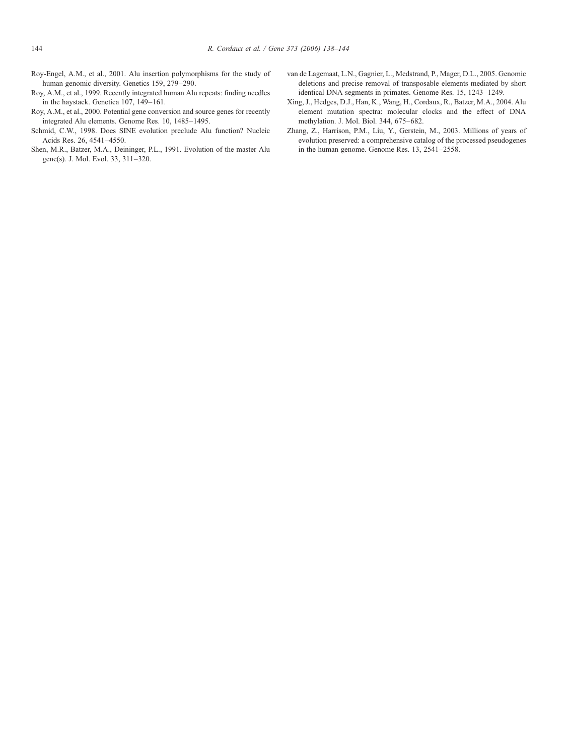Roy-Engel, A.M., et al., 2001. Alu insertion polymorphisms for the study of human genomic diversity. Genetics 159, 279–290.

Roy, A.M., et al., 1999. Recently integrated human Alu repeats: finding needles in the haystack. Genetica 107, 149–161.

Roy, A.M., et al., 2000. Potential gene conversion and source genes for recently integrated Alu elements. Genome Res. 10, 1485–1495.

Schmid, C.W., 1998. Does SINE evolution preclude Alu function? Nucleic Acids Res. 26, 4541–4550.

Shen, M.R., Batzer, M.A., Deininger, P.L., 1991. Evolution of the master Alu gene(s). J. Mol. Evol. 33, 311–320.

van de Lagemaat, L.N., Gagnier, L., Medstrand, P., Mager, D.L., 2005. Genomic deletions and precise removal of transposable elements mediated by short identical DNA segments in primates. Genome Res. 15, 1243–1249.

Xing, J., Hedges, D.J., Han, K., Wang, H., Cordaux, R., Batzer, M.A., 2004. Alu element mutation spectra: molecular clocks and the effect of DNA methylation. J. Mol. Biol. 344, 675–682.

Zhang, Z., Harrison, P.M., Liu, Y., Gerstein, M., 2003. Millions of years of evolution preserved: a comprehensive catalog of the processed pseudogenes in the human genome. Genome Res. 13, 2541–2558.